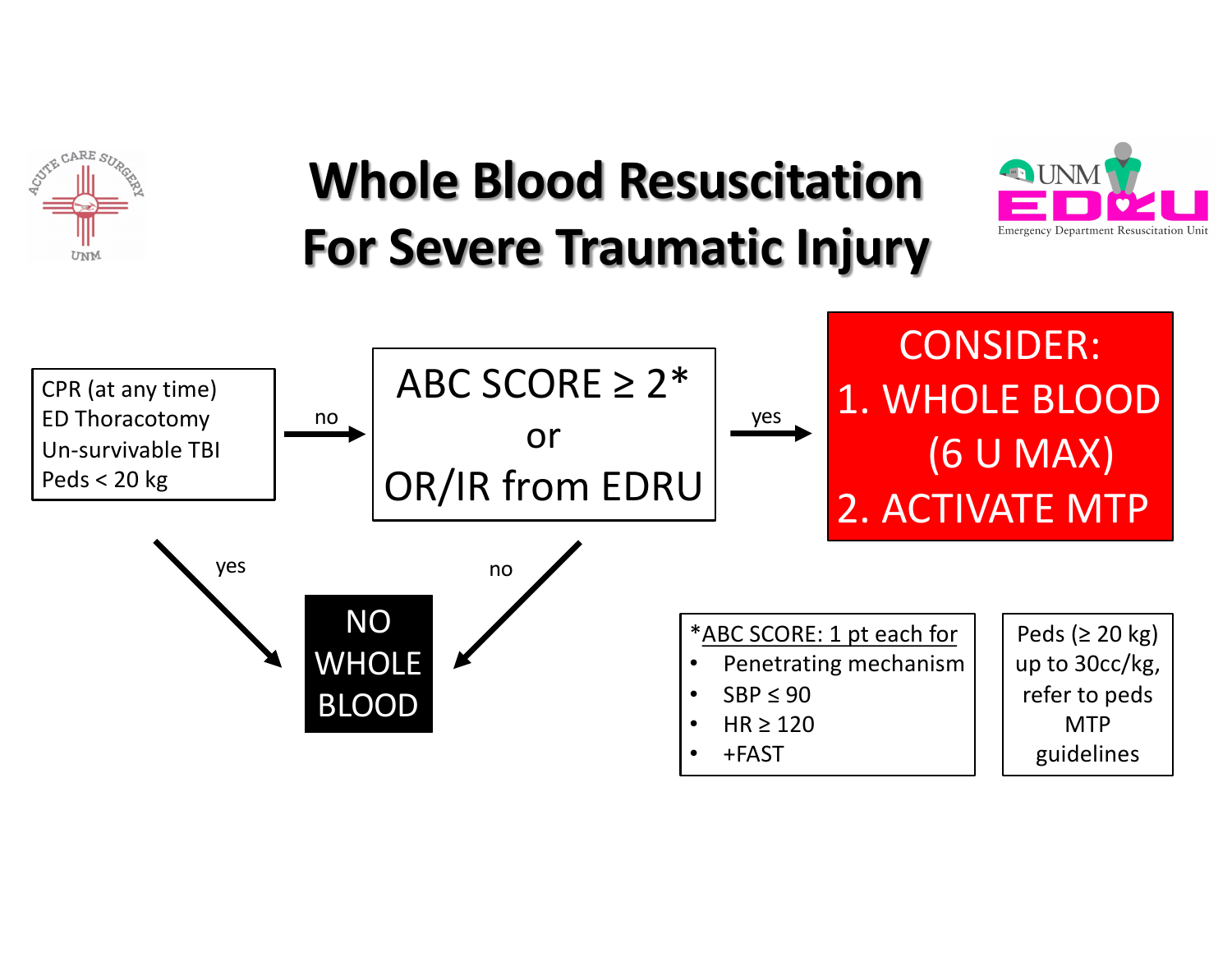# Whole Blood Resuscitation For Severe Traumatic Injury

CPR (at any time)
ED Thoracotomy
Un-survivable TBI
Peds < 20 kg

no

ABC SCORE ≥ 2*
or
OR/IR from EDRU

yes

CONSIDER:
1. WHOLE BLOOD (6 U MAX)
2. ACTIVATE MTP

yes

no

NO WHOLE BLOOD

*ABC SCORE: 1 pt each for

- Penetrating mechanism
- SBP ≤ 90
- HR ≥ 120
- +FAST

Peds (≥ 20 kg) up to 30cc/kg, refer to peds MTP guidelines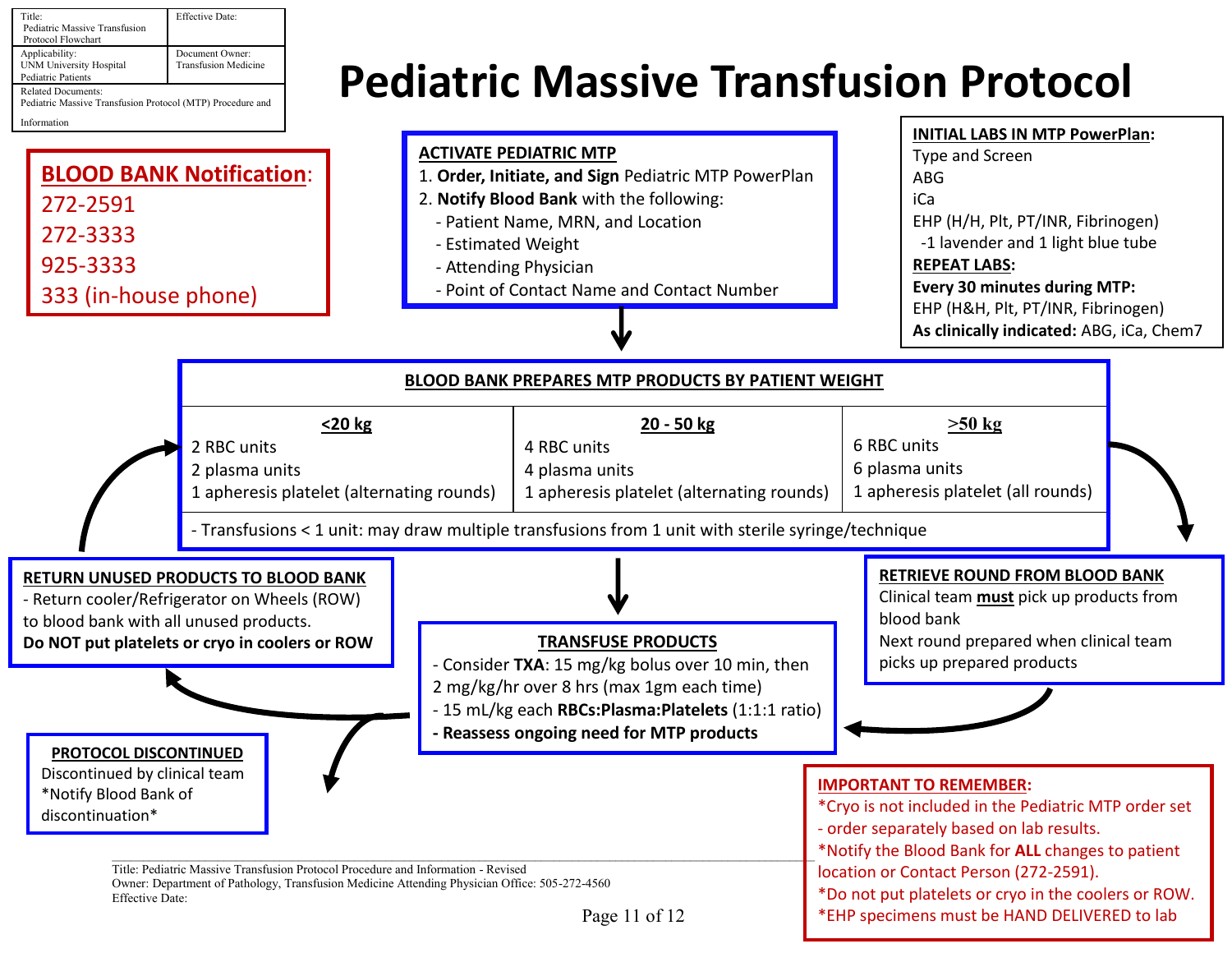| | |
|---|---|
| Title: Pediatric Massive Transfusion Protocol Flowchart | Effective Date: |
| Applicability: UNM University Hospital Pediatric Patients | Document Owner: Transfusion Medicine |
| Related Documents: Pediatric Massive Transfusion Protocol (MTP) Procedure and Information | |

# Pediatric Massive Transfusion Protocol

**BLOOD BANK Notification:**
272-2591
272-3333
925-3333
333 (in-house phone)

**ACTIVATE PEDIATRIC MTP**

1. **Order, Initiate, and Sign** Pediatric MTP PowerPlan
2. **Notify Blood Bank** with the following:
   - Patient Name, MRN, and Location
   - Estimated Weight
   - Attending Physician
   - Point of Contact Name and Contact Number

**INITIAL LABS IN MTP PowerPlan:**
Type and Screen
ABG
iCa
EHP (H/H, Plt, PT/INR, Fibrinogen)
-1 lavender and 1 light blue tube

**REPEAT LABS:**
**Every 30 minutes during MTP:**
EHP (H&H, Plt, PT/INR, Fibrinogen)
**As clinically indicated:** ABG, iCa, Chem7

**BLOOD BANK PREPARES MTP PRODUCTS BY PATIENT WEIGHT**

| <20 kg | 20 - 50 kg | >50 kg |
|---|---|---|
| 2 RBC units<br>2 plasma units<br>1 apheresis platelet (alternating rounds) | 4 RBC units<br>4 plasma units<br>1 apheresis platelet (alternating rounds) | 6 RBC units<br>6 plasma units<br>1 apheresis platelet (all rounds) |

- Transfusions < 1 unit: may draw multiple transfusions from 1 unit with sterile syringe/technique

**RETRIEVE ROUND FROM BLOOD BANK**
Clinical team **must** pick up products from blood bank
Next round prepared when clinical team picks up prepared products

**TRANSFUSE PRODUCTS**
- Consider **TXA**: 15 mg/kg bolus over 10 min, then 2 mg/kg/hr over 8 hrs (max 1gm each time)
- 15 mL/kg each **RBCs:Plasma:Platelets** (1:1:1 ratio)
- **Reassess ongoing need for MTP products**

**RETURN UNUSED PRODUCTS TO BLOOD BANK**
- Return cooler/Refrigerator on Wheels (ROW) to blood bank with all unused products.
**Do NOT put platelets or cryo in coolers or ROW**

**PROTOCOL DISCONTINUED**
Discontinued by clinical team
*Notify Blood Bank of discontinuation*

**IMPORTANT TO REMEMBER:**
*Cryo is not included in the Pediatric MTP order set - order separately based on lab results.
*Notify the Blood Bank for **ALL** changes to patient location or Contact Person (272-2591).
*Do not put platelets or cryo in the coolers or ROW.
*EHP specimens must be HAND DELIVERED to lab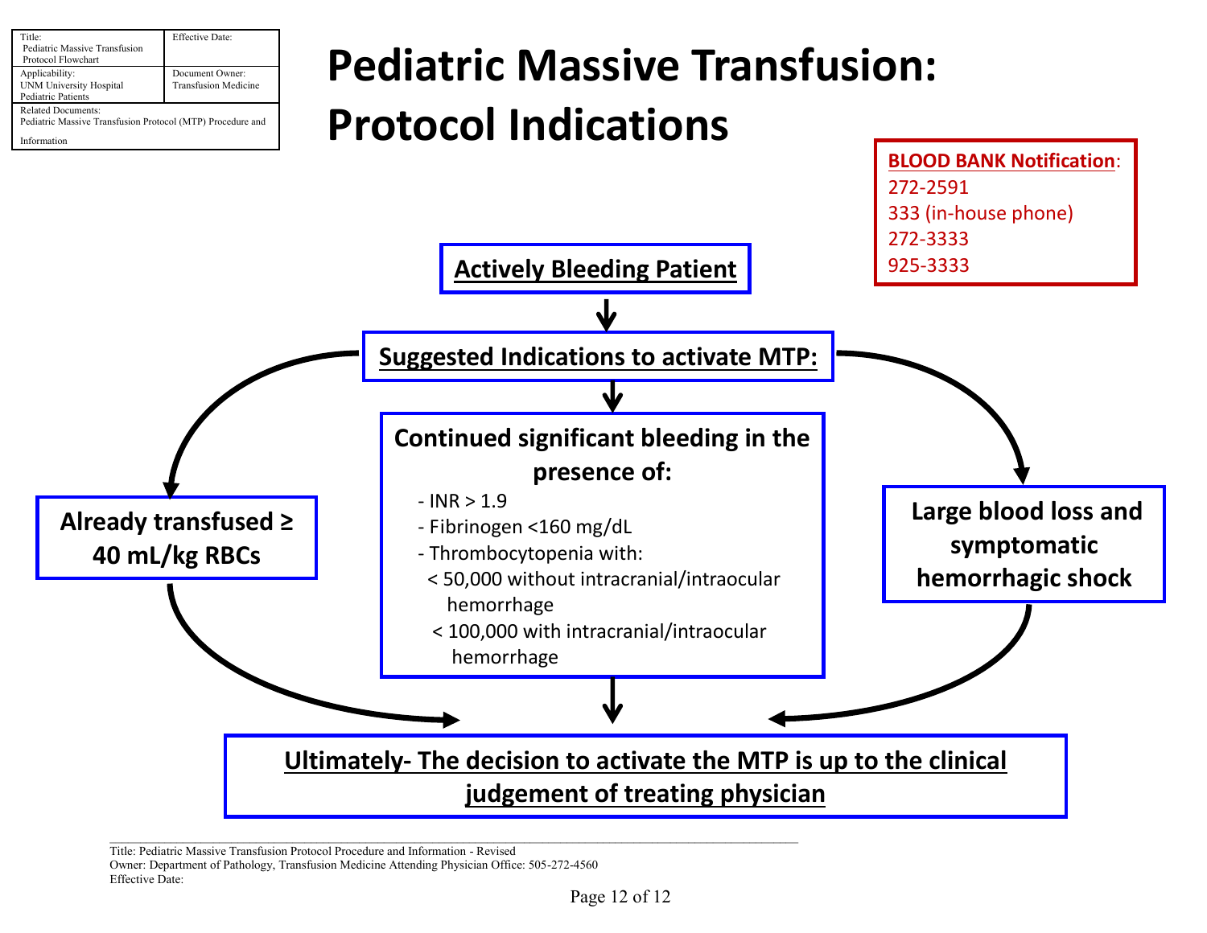| Title: Pediatric Massive Transfusion Protocol Flowchart | Effective Date: |
| --- | --- |
| Applicability: UNM University Hospital Pediatric Patients | Document Owner: Transfusion Medicine |
| Related Documents: Pediatric Massive Transfusion Protocol (MTP) Procedure and Information | |

# Pediatric Massive Transfusion: Protocol Indications

**BLOOD BANK Notification**:
272-2591
333 (in-house phone)
272-3333
925-3333

**Actively Bleeding Patient**

**Suggested Indications to activate MTP:**

**Already transfused ≥ 40 mL/kg RBCs**

**Continued significant bleeding in the presence of:**

- INR > 1.9
- Fibrinogen <160 mg/dL
- Thrombocytopenia with:
  - < 50,000 without intracranial/intraocular hemorrhage
  - < 100,000 with intracranial/intraocular hemorrhage

**Large blood loss and symptomatic hemorrhagic shock**

**Ultimately- The decision to activate the MTP is up to the clinical judgement of treating physician**

Title: Pediatric Massive Transfusion Protocol Procedure and Information - Revised
Owner: Department of Pathology, Transfusion Medicine Attending Physician Office: 505-272-4560
Effective Date: